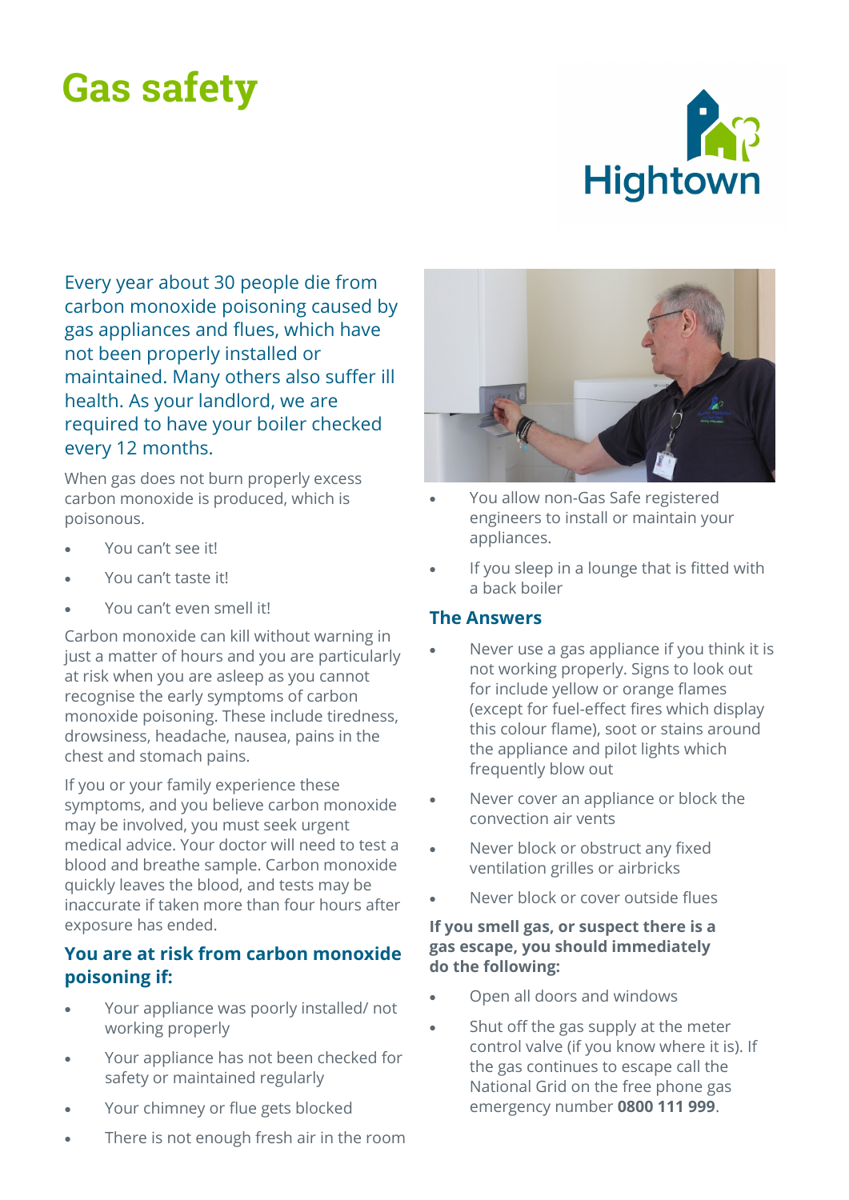# Gas safety

Hightown

Every year about 30 people die from carbon monoxide poisoning caused by gas appliances and flues, which have not been properly installed or maintained. Many others also suffer ill health. As your landlord, we are required to have your boiler checked every 12 months.

When gas does not burn properly excess carbon monoxide is produced, which is poisonous.

- You can't see it!
- You can't taste it!
- You can't even smell it!

Carbon monoxide can kill without warning in just a matter of hours and you are particularly at risk when you are asleep as you cannot recognise the early symptoms of carbon monoxide poisoning. These include tiredness, drowsiness, headache, nausea, pains in the chest and stomach pains.

If you or your family experience these symptoms, and you believe carbon monoxide may be involved, you must seek urgent medical advice. Your doctor will need to test a blood and breathe sample. Carbon monoxide quickly leaves the blood, and tests may be inaccurate if taken more than four hours after exposure has ended.

## You are at risk from carbon monoxide poisoning if:

- Your appliance was poorly installed/ not working properly
- Your appliance has not been checked for safety or maintained regularly
- Your chimney or flue gets blocked
- There is not enough fresh air in the room
- You allow non-Gas Safe registered engineers to install or maintain your appliances.
- If you sleep in a lounge that is fitted with a back boiler

## The Answers

- Never use a gas appliance if you think it is not working properly. Signs to look out for include yellow or orange flames (except for fuel-effect fires which display this colour flame), soot or stains around the appliance and pilot lights which frequently blow out
- Never cover an appliance or block the convection air vents
- Never block or obstruct any fixed ventilation grilles or airbricks
- Never block or cover outside flues

**If you smell gas, or suspect there is a gas escape, you should immediately do the following:**

- Open all doors and windows
- Shut off the gas supply at the meter control valve (if you know where it is). If the gas continues to escape call the National Grid on the free phone gas emergency number **0800 111 999**.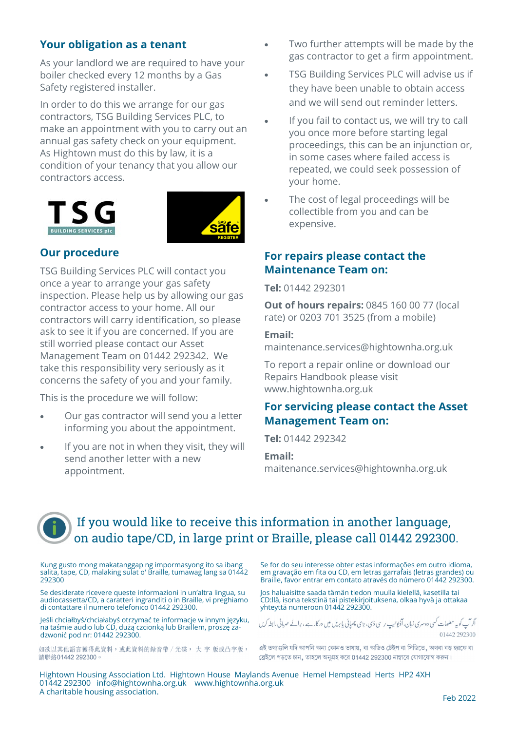## Your obligation as a tenant

As your landlord we are required to have your boiler checked every 12 months by a Gas Safety registered installer.

In order to do this we arrange for our gas contractors, TSG Building Services PLC, to make an appointment with you to carry out an annual gas safety check on your equipment. As Hightown must do this by law, it is a condition of your tenancy that you allow our contractors access.

## Our procedure

TSG Building Services PLC will contact you once a year to arrange your gas safety inspection. Please help us by allowing our gas contractor access to your home. All our contractors will carry identification, so please ask to see it if you are concerned. If you are still worried please contact our Asset Management Team on 01442 292342. We take this responsibility very seriously as it concerns the safety of you and your family.

This is the procedure we will follow:

- Our gas contractor will send you a letter informing you about the appointment.
- If you are not in when they visit, they will send another letter with a new appointment.
- Two further attempts will be made by the gas contractor to get a firm appointment.
- TSG Building Services PLC will advise us if they have been unable to obtain access and we will send out reminder letters.
- If you fail to contact us, we will try to call you once more before starting legal proceedings, this can be an injunction or, in some cases where failed access is repeated, we could seek possession of your home.
- The cost of legal proceedings will be collectible from you and can be expensive.

## For repairs please contact the Maintenance Team on:

**Tel:** 01442 292301

**Out of hours repairs:** 0845 160 00 77 (local rate) or 0203 701 3525 (from a mobile)

**Email:**
maintenance.services@hightownha.org.uk

To report a repair online or download our Repairs Handbook please visit www.hightownha.org.uk

## For servicing please contact the Asset Management Team on:

**Tel:** 01442 292342

**Email:**
maitenance.services@hightownha.org.uk

If you would like to receive this information in another language, on audio tape/CD, in large print or Braille, please call 01442 292300.

Kung gusto mong makatanggap ng impormasyong ito sa ibang salita, tape, CD, malaking sulat o' Braille, tumawag lang sa 01442 292300

Se desiderate ricevere queste informazioni in un'altra lingua, su audiocassetta/CD, a caratteri ingranditi o in Braille, vi preghiamo di contattare il numero telefonico 01442 292300.

Jeśli chciałbyś/chciałabyś otrzymać te informacje w innym języku, na taśmie audio lub CD, dużą czcionką lub Braillem, proszę zadzwonić pod nr: 01442 292300.

如欲以其他語言獲得此資料，或此資料的錄音帶／光碟， 大 字 版或凸字版，請聯絡01442 292300。

Se for do seu interesse obter estas informações em outro idioma, em gravação em fita ou CD, em letras garrafais (letras grandes) ou Braille, favor entrar em contato através do número 01442 292300.

Jos haluaisitte saada tämän tiedon muulla kielellä, kasetilla tai CD:llä, isona tekstinä tai pistekirjoituksena, olkaa hyvä ja ottakaa yhteyttä numeroon 01442 292300.

اگر آپ کو یہ معلومات کسی دوسری زبان، آڈیو ٹیپ / سی ڈی، بڑی چھپائی یا بریل میں درکار ہے، براہ مہربانی رابطہ کریں 01442 292300

এই তথ্যগুলি যদি আপনি অন্য কোনও ভাষায়, বা অডিও টেইপ বা সিডিতে, অথবা বড় হরফে বা ব্রেইলে পড়তে চান, তাহলে অনুগ্রহ করে 01442 292300 নাম্বারে যোগাযোগ করুন।

Hightown Housing Association Ltd. Hightown House Maylands Avenue Hemel Hempstead Herts HP2 4XH
01442 292300 info@hightownha.org.uk www.hightownha.org.uk
A charitable housing association.

Feb 2022